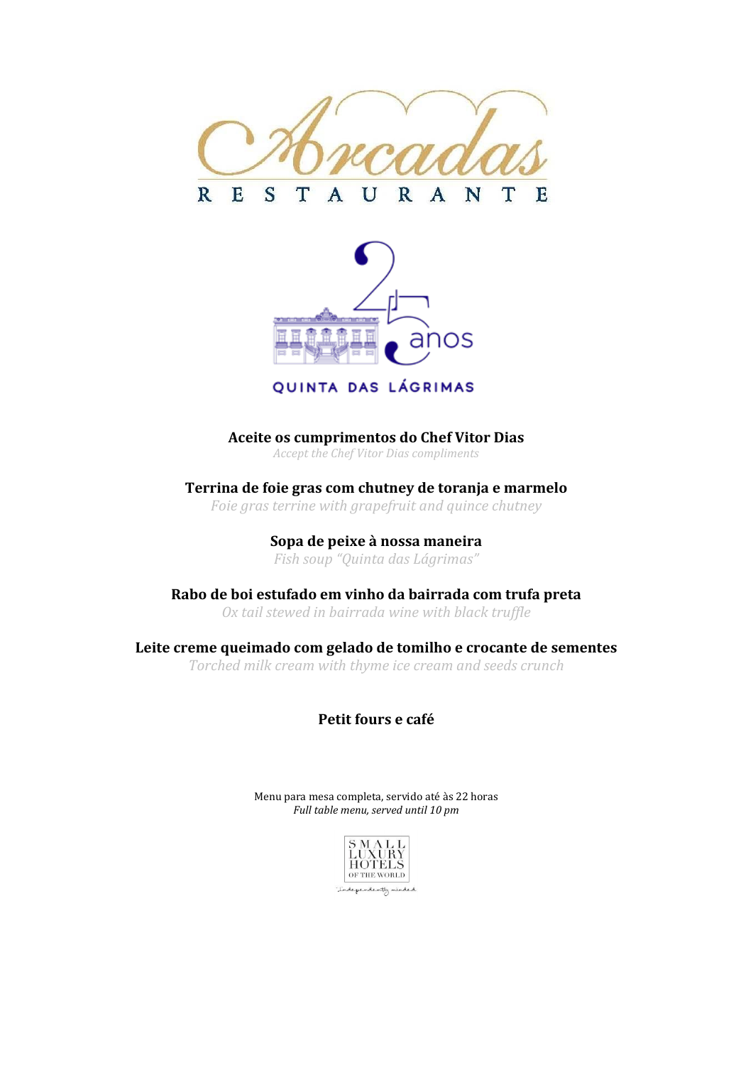# Arcadas

RESTAURANTE

25 anos

QUINTA DAS LÁGRIMAS

**Aceite os cumprimentos do Chef Vitor Dias**
*Accept the Chef Vitor Dias compliments*

**Terrina de foie gras com chutney de toranja e marmelo**
*Foie gras terrine with grapefruit and quince chutney*

**Sopa de peixe à nossa maneira**
*Fish soup "Quinta das Lágrimas"*

**Rabo de boi estufado em vinho da bairrada com trufa preta**
*Ox tail stewed in bairrada wine with black truffle*

**Leite creme queimado com gelado de tomilho e crocante de sementes**
*Torched milk cream with thyme ice cream and seeds crunch*

**Petit fours e café**

Menu para mesa completa, servido até às 22 horas
*Full table menu, served until 10 pm*

SMALL LUXURY HOTELS OF THE WORLD
Independently minded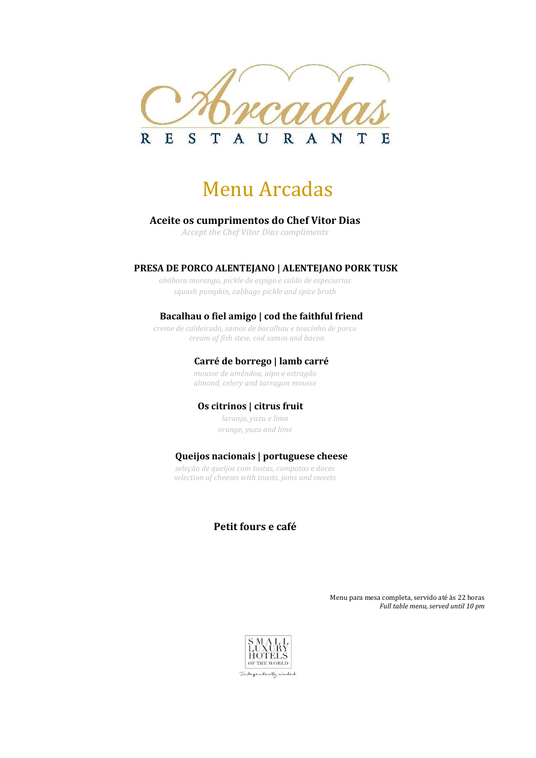Arcadas

RESTAURANTE

# Menu Arcadas

**Aceite os cumprimentos do Chef Vitor Dias**
*Accept the Chef Vitor Dias compliments*

**PRESA DE PORCO ALENTEJANO | ALENTEJANO PORK TUSK**
*abóbora moranga, pickle de espigo e caldo de especiarias*
*squash pumpkin, cabbage pickle and spice broth*

**Bacalhau o fiel amigo | cod the faithful friend**
*creme de caldeirada, samos de bacalhau e toucinho de porco*
*cream of fish stew, cod samos and bacon*

**Carré de borrego | lamb carré**
*mousse de amêndoa, aipo e estragão*
*almond, celery and tarragon mousse*

**Os citrinos | citrus fruit**
*laranja, yuzu e lima*
*orange, yuzu and lime*

**Queijos nacionais | portuguese cheese**
*seleção de queijos com tostas, compotas e doces*
*selection of cheeses with toasts, jams and sweets*

**Petit fours e café**

Menu para mesa completa, servido até às 22 horas
*Full table menu, served until 10 pm*

SMALL LUXURY HOTELS OF THE WORLD
Independently minded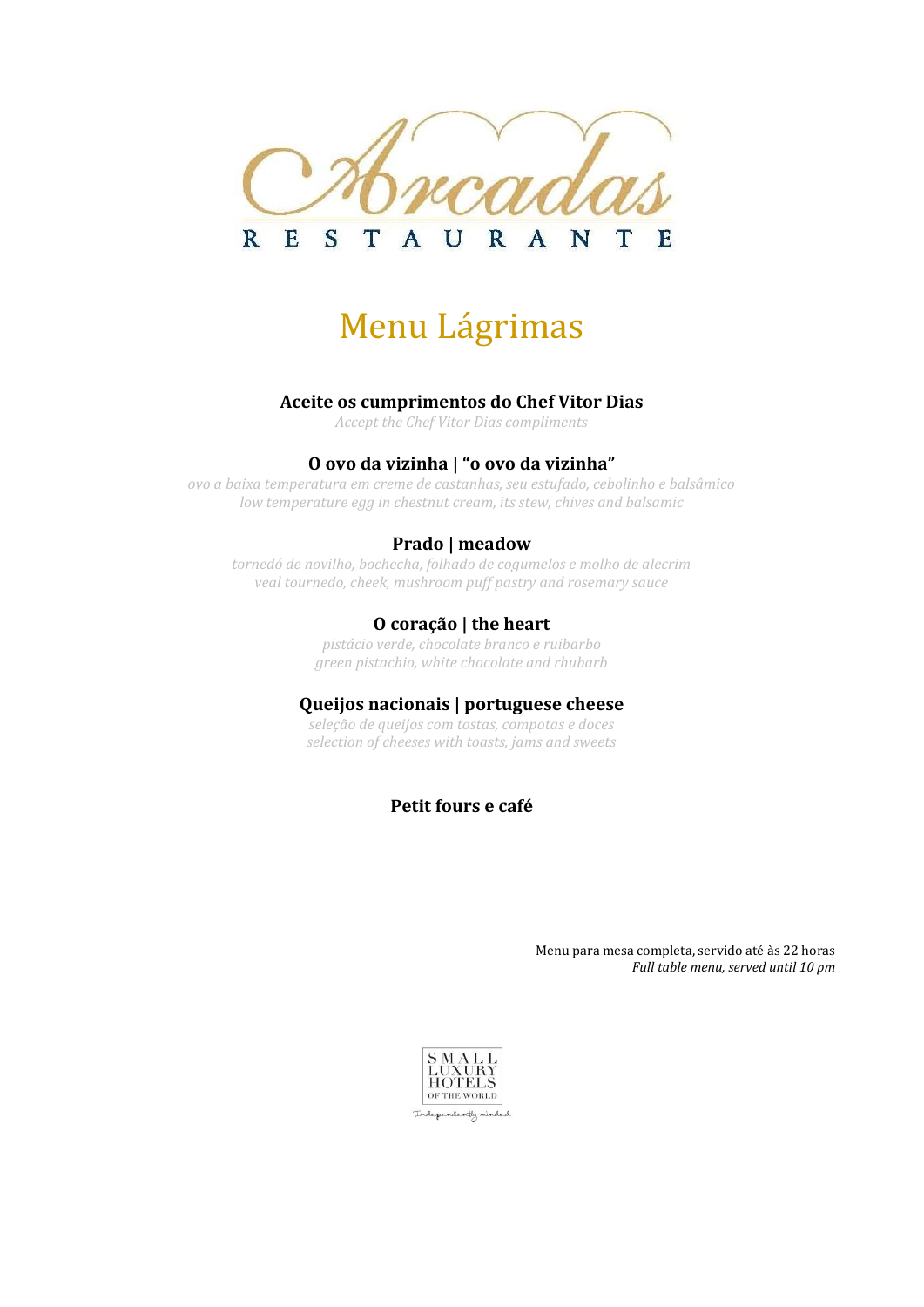Arcadas

RESTAURANTE

# Menu Lágrimas

**Aceite os cumprimentos do Chef Vitor Dias**
*Accept the Chef Vitor Dias compliments*

**O ovo da vizinha | "o ovo da vizinha"**
*ovo a baixa temperatura em creme de castanhas, seu estufado, cebolinho e balsâmico*
*low temperature egg in chestnut cream, its stew, chives and balsamic*

**Prado | meadow**
*tornedó de novilho, bochecha, folhado de cogumelos e molho de alecrim*
*veal tournedo, cheek, mushroom puff pastry and rosemary sauce*

**O coração | the heart**
*pistácio verde, chocolate branco e ruibarbo*
*green pistachio, white chocolate and rhubarb*

**Queijos nacionais | portuguese cheese**
*seleção de queijos com tostas, compotas e doces*
*selection of cheeses with toasts, jams and sweets*

**Petit fours e café**

Menu para mesa completa, servido até às 22 horas
*Full table menu, served until 10 pm*

SMALL LUXURY HOTELS OF THE WORLD
Independently minded